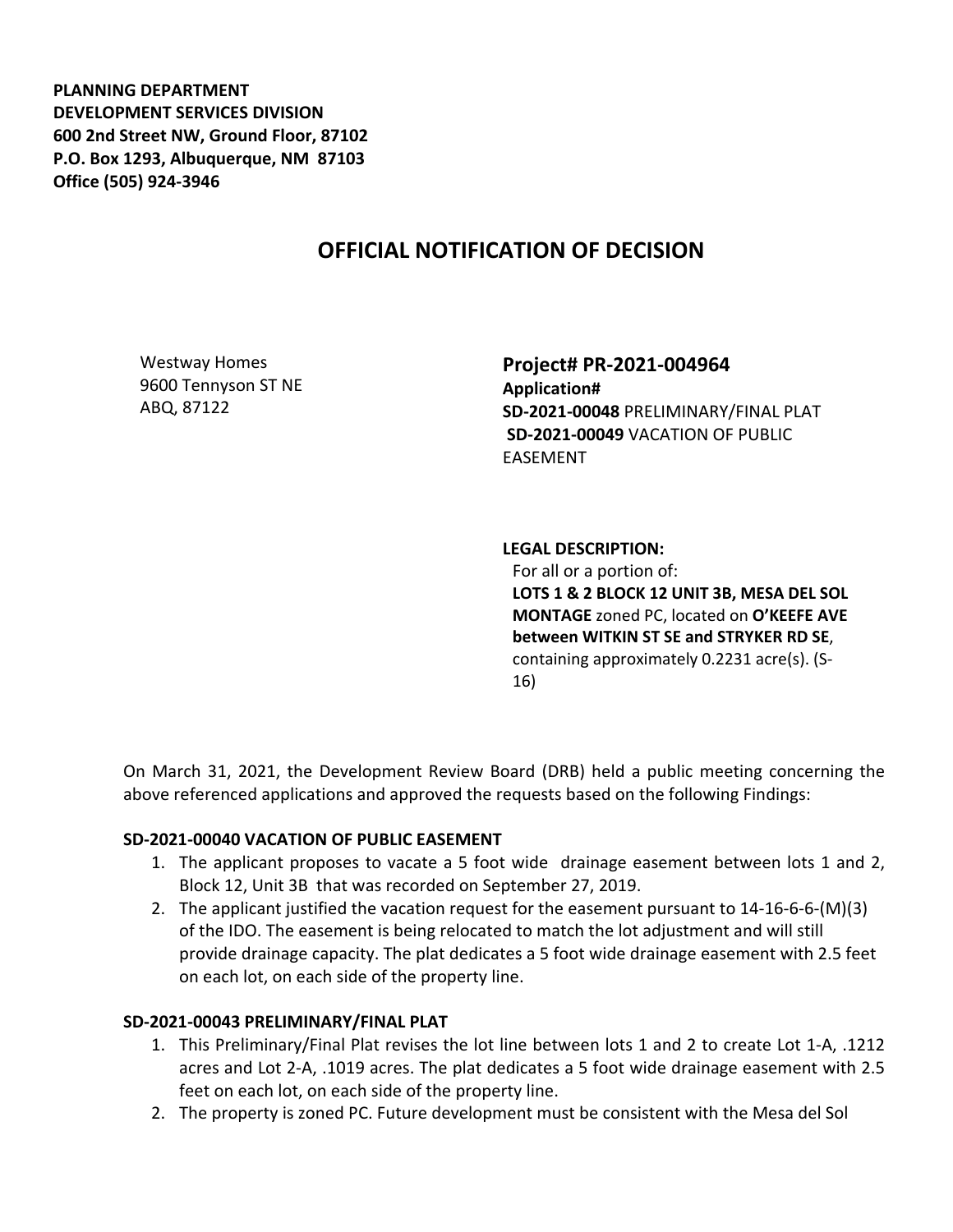**PLANNING DEPARTMENT**
**DEVELOPMENT SERVICES DIVISION**
**600 2nd Street NW, Ground Floor, 87102**
**P.O. Box 1293, Albuquerque, NM 87103**
**Office (505) 924-3946**

# OFFICIAL NOTIFICATION OF DECISION

Westway Homes
9600 Tennyson ST NE
ABQ, 87122

**Project# PR-2021-004964**
**Application#**
**SD-2021-00048** PRELIMINARY/FINAL PLAT
**SD-2021-00049** VACATION OF PUBLIC EASEMENT

**LEGAL DESCRIPTION:**
For all or a portion of:
**LOTS 1 & 2 BLOCK 12 UNIT 3B, MESA DEL SOL MONTAGE** zoned PC, located on **O'KEEFE AVE between WITKIN ST SE and STRYKER RD SE**, containing approximately 0.2231 acre(s). (S-16)

On March 31, 2021, the Development Review Board (DRB) held a public meeting concerning the above referenced applications and approved the requests based on the following Findings:

**SD-2021-00040 VACATION OF PUBLIC EASEMENT**

1. The applicant proposes to vacate a 5 foot wide drainage easement between lots 1 and 2, Block 12, Unit 3B that was recorded on September 27, 2019.
2. The applicant justified the vacation request for the easement pursuant to 14-16-6-6-(M)(3) of the IDO. The easement is being relocated to match the lot adjustment and will still provide drainage capacity. The plat dedicates a 5 foot wide drainage easement with 2.5 feet on each lot, on each side of the property line.

**SD-2021-00043 PRELIMINARY/FINAL PLAT**

1. This Preliminary/Final Plat revises the lot line between lots 1 and 2 to create Lot 1-A, .1212 acres and Lot 2-A, .1019 acres. The plat dedicates a 5 foot wide drainage easement with 2.5 feet on each lot, on each side of the property line.
2. The property is zoned PC. Future development must be consistent with the Mesa del Sol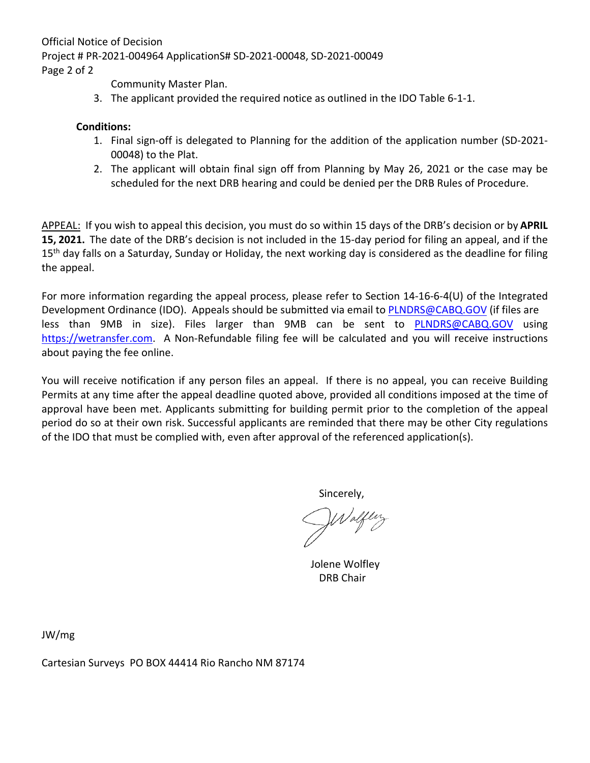Official Notice of Decision
Project # PR-2021-004964 ApplicationS# SD-2021-00048, SD-2021-00049

Community Master Plan.

3. The applicant provided the required notice as outlined in the IDO Table 6-1-1.

**Conditions:**

1. Final sign-off is delegated to Planning for the addition of the application number (SD-2021-00048) to the Plat.
2. The applicant will obtain final sign off from Planning by May 26, 2021 or the case may be scheduled for the next DRB hearing and could be denied per the DRB Rules of Procedure.

APPEAL: If you wish to appeal this decision, you must do so within 15 days of the DRB's decision or by **APRIL 15, 2021.** The date of the DRB's decision is not included in the 15-day period for filing an appeal, and if the 15th day falls on a Saturday, Sunday or Holiday, the next working day is considered as the deadline for filing the appeal.

For more information regarding the appeal process, please refer to Section 14-16-6-4(U) of the Integrated Development Ordinance (IDO). Appeals should be submitted via email to PLNDRS@CABQ.GOV (if files are less than 9MB in size). Files larger than 9MB can be sent to PLNDRS@CABQ.GOV using https://wetransfer.com. A Non-Refundable filing fee will be calculated and you will receive instructions about paying the fee online.

You will receive notification if any person files an appeal. If there is no appeal, you can receive Building Permits at any time after the appeal deadline quoted above, provided all conditions imposed at the time of approval have been met. Applicants submitting for building permit prior to the completion of the appeal period do so at their own risk. Successful applicants are reminded that there may be other City regulations of the IDO that must be complied with, even after approval of the referenced application(s).

Sincerely,

Jolene Wolfley
DRB Chair

JW/mg

Cartesian Surveys PO BOX 44414 Rio Rancho NM 87174